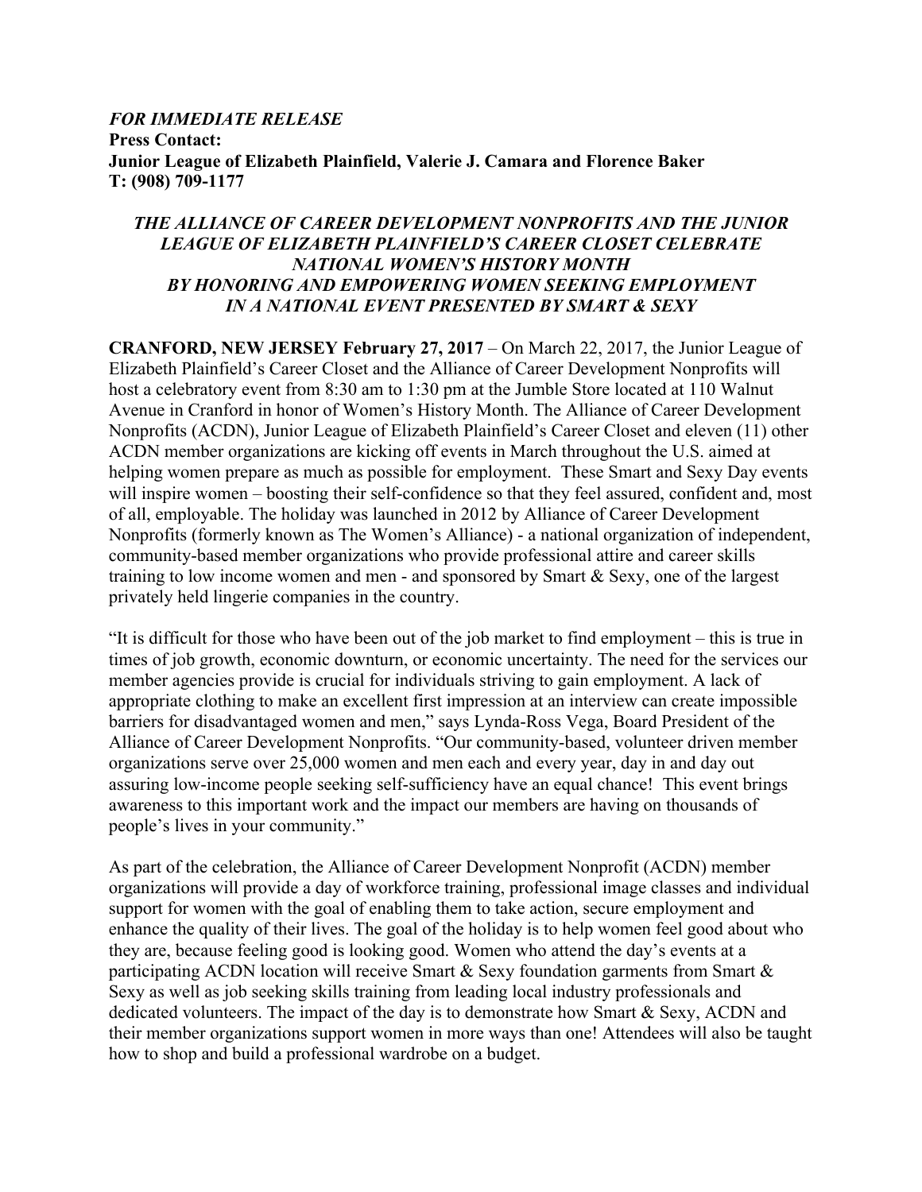***FOR IMMEDIATE RELEASE***
**Press Contact:**
**Junior League of Elizabeth Plainfield, Valerie J. Camara and Florence Baker**
**T: (908) 709-1177**

***THE ALLIANCE OF CAREER DEVELOPMENT NONPROFITS AND THE JUNIOR LEAGUE OF ELIZABETH PLAINFIELD'S CAREER CLOSET CELEBRATE NATIONAL WOMEN'S HISTORY MONTH BY HONORING AND EMPOWERING WOMEN SEEKING EMPLOYMENT IN A NATIONAL EVENT PRESENTED BY SMART & SEXY***

**CRANFORD, NEW JERSEY February 27, 2017** – On March 22, 2017, the Junior League of Elizabeth Plainfield's Career Closet and the Alliance of Career Development Nonprofits will host a celebratory event from 8:30 am to 1:30 pm at the Jumble Store located at 110 Walnut Avenue in Cranford in honor of Women's History Month. The Alliance of Career Development Nonprofits (ACDN), Junior League of Elizabeth Plainfield's Career Closet and eleven (11) other ACDN member organizations are kicking off events in March throughout the U.S. aimed at helping women prepare as much as possible for employment. These Smart and Sexy Day events will inspire women – boosting their self-confidence so that they feel assured, confident and, most of all, employable. The holiday was launched in 2012 by Alliance of Career Development Nonprofits (formerly known as The Women's Alliance) - a national organization of independent, community-based member organizations who provide professional attire and career skills training to low income women and men - and sponsored by Smart & Sexy, one of the largest privately held lingerie companies in the country.

"It is difficult for those who have been out of the job market to find employment – this is true in times of job growth, economic downturn, or economic uncertainty. The need for the services our member agencies provide is crucial for individuals striving to gain employment. A lack of appropriate clothing to make an excellent first impression at an interview can create impossible barriers for disadvantaged women and men," says Lynda-Ross Vega, Board President of the Alliance of Career Development Nonprofits. "Our community-based, volunteer driven member organizations serve over 25,000 women and men each and every year, day in and day out assuring low-income people seeking self-sufficiency have an equal chance! This event brings awareness to this important work and the impact our members are having on thousands of people's lives in your community."

As part of the celebration, the Alliance of Career Development Nonprofit (ACDN) member organizations will provide a day of workforce training, professional image classes and individual support for women with the goal of enabling them to take action, secure employment and enhance the quality of their lives. The goal of the holiday is to help women feel good about who they are, because feeling good is looking good. Women who attend the day's events at a participating ACDN location will receive Smart & Sexy foundation garments from Smart & Sexy as well as job seeking skills training from leading local industry professionals and dedicated volunteers. The impact of the day is to demonstrate how Smart & Sexy, ACDN and their member organizations support women in more ways than one! Attendees will also be taught how to shop and build a professional wardrobe on a budget.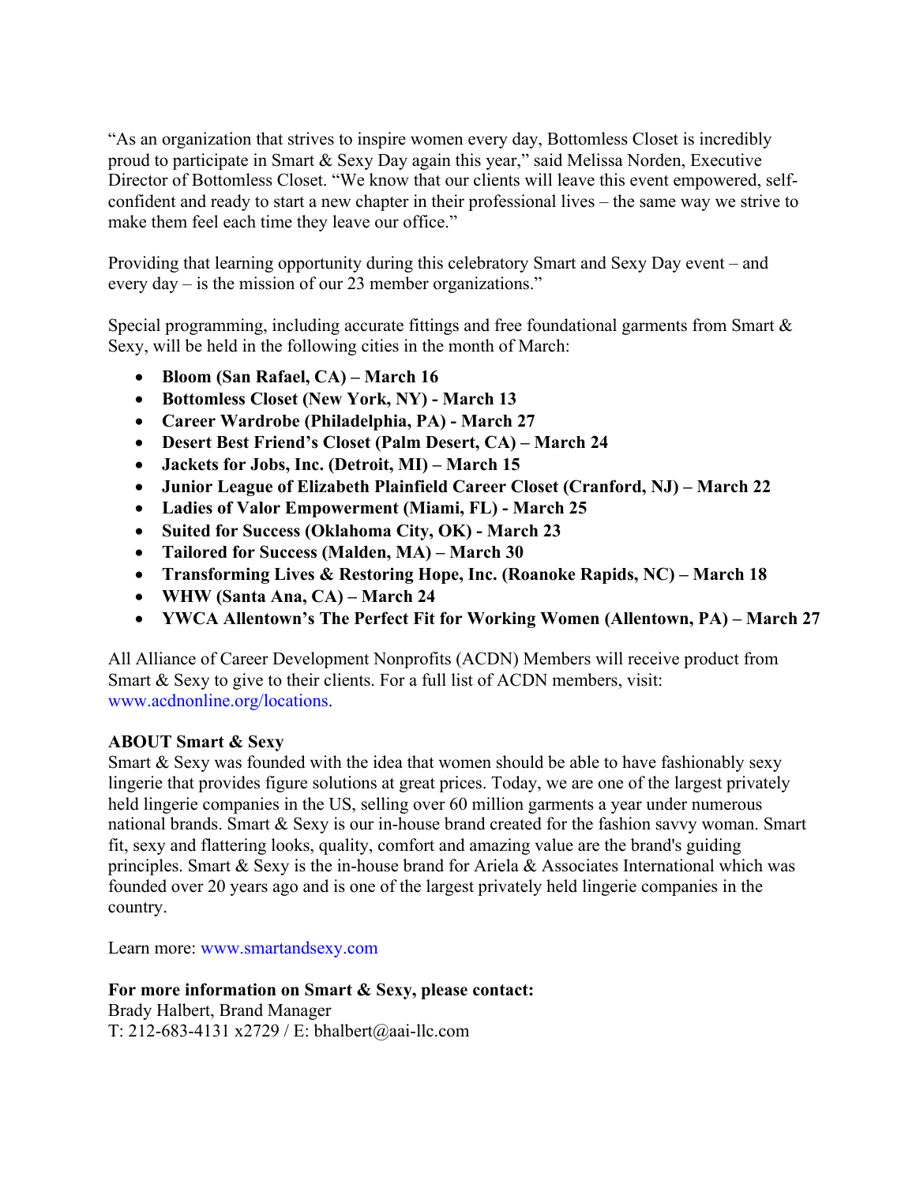"As an organization that strives to inspire women every day, Bottomless Closet is incredibly proud to participate in Smart & Sexy Day again this year," said Melissa Norden, Executive Director of Bottomless Closet. "We know that our clients will leave this event empowered, self-confident and ready to start a new chapter in their professional lives – the same way we strive to make them feel each time they leave our office."

Providing that learning opportunity during this celebratory Smart and Sexy Day event – and every day – is the mission of our 23 member organizations."

Special programming, including accurate fittings and free foundational garments from Smart & Sexy, will be held in the following cities in the month of March:

- **Bloom (San Rafael, CA) – March 16**
- **Bottomless Closet (New York, NY) - March 13**
- **Career Wardrobe (Philadelphia, PA) - March 27**
- **Desert Best Friend's Closet (Palm Desert, CA) – March 24**
- **Jackets for Jobs, Inc. (Detroit, MI) – March 15**
- **Junior League of Elizabeth Plainfield Career Closet (Cranford, NJ) – March 22**
- **Ladies of Valor Empowerment (Miami, FL) - March 25**
- **Suited for Success (Oklahoma City, OK) - March 23**
- **Tailored for Success (Malden, MA) – March 30**
- **Transforming Lives & Restoring Hope, Inc. (Roanoke Rapids, NC) – March 18**
- **WHW (Santa Ana, CA) – March 24**
- **YWCA Allentown's The Perfect Fit for Working Women (Allentown, PA) – March 27**

All Alliance of Career Development Nonprofits (ACDN) Members will receive product from Smart & Sexy to give to their clients. For a full list of ACDN members, visit: www.acdnonline.org/locations.

**ABOUT Smart & Sexy**
Smart & Sexy was founded with the idea that women should be able to have fashionably sexy lingerie that provides figure solutions at great prices. Today, we are one of the largest privately held lingerie companies in the US, selling over 60 million garments a year under numerous national brands. Smart & Sexy is our in-house brand created for the fashion savvy woman. Smart fit, sexy and flattering looks, quality, comfort and amazing value are the brand's guiding principles. Smart & Sexy is the in-house brand for Ariela & Associates International which was founded over 20 years ago and is one of the largest privately held lingerie companies in the country.

Learn more: www.smartandsexy.com

**For more information on Smart & Sexy, please contact:**
Brady Halbert, Brand Manager
T: 212-683-4131 x2729 / E: bhalbert@aai-llc.com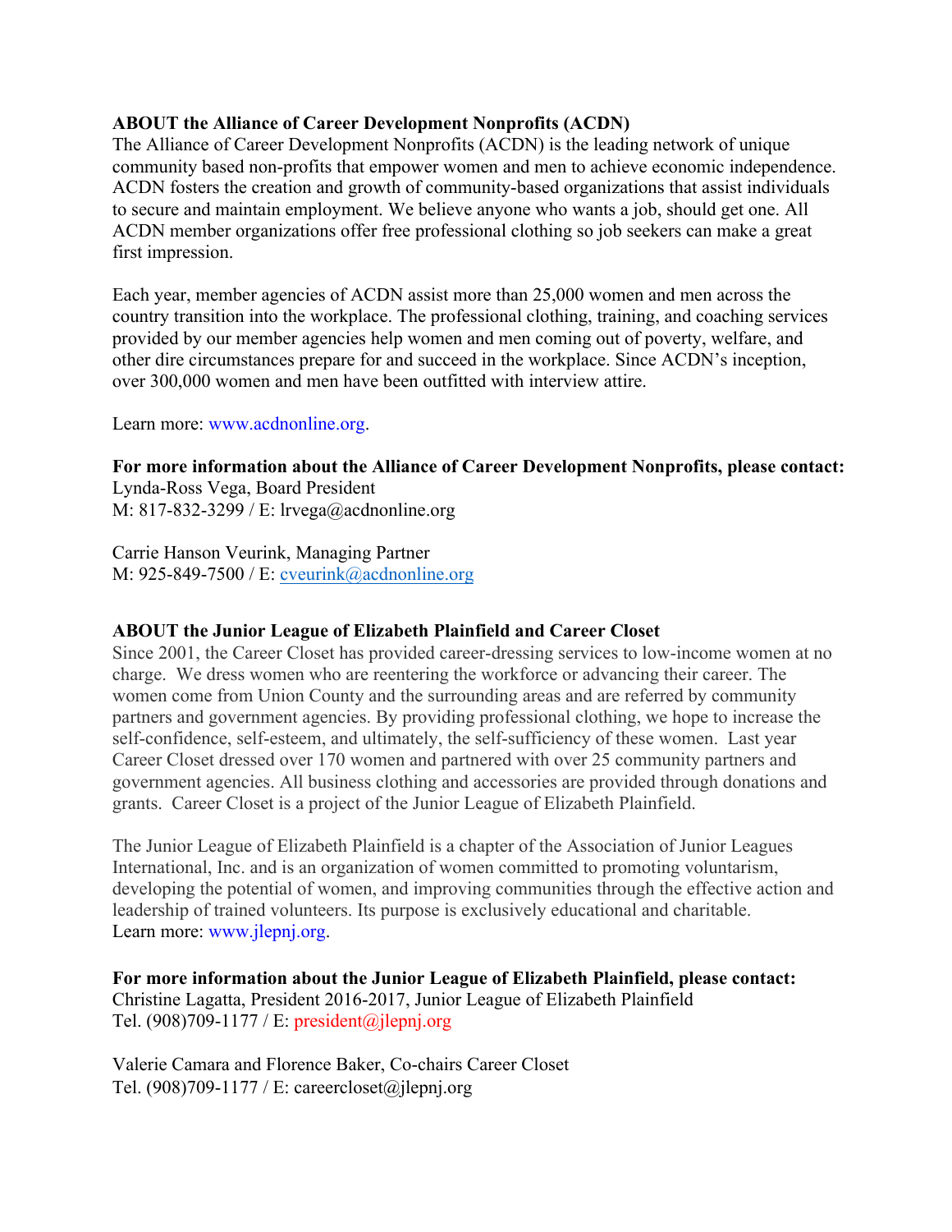**ABOUT the Alliance of Career Development Nonprofits (ACDN)**

The Alliance of Career Development Nonprofits (ACDN) is the leading network of unique community based non-profits that empower women and men to achieve economic independence. ACDN fosters the creation and growth of community-based organizations that assist individuals to secure and maintain employment. We believe anyone who wants a job, should get one. All ACDN member organizations offer free professional clothing so job seekers can make a great first impression.

Each year, member agencies of ACDN assist more than 25,000 women and men across the country transition into the workplace. The professional clothing, training, and coaching services provided by our member agencies help women and men coming out of poverty, welfare, and other dire circumstances prepare for and succeed in the workplace. Since ACDN's inception, over 300,000 women and men have been outfitted with interview attire.

Learn more: www.acdnonline.org.

**For more information about the Alliance of Career Development Nonprofits, please contact:**

Lynda-Ross Vega, Board President
M: 817-832-3299 / E: lrvega@acdnonline.org

Carrie Hanson Veurink, Managing Partner
M: 925-849-7500 / E: cveurink@acdnonline.org

**ABOUT the Junior League of Elizabeth Plainfield and Career Closet**

Since 2001, the Career Closet has provided career-dressing services to low-income women at no charge. We dress women who are reentering the workforce or advancing their career. The women come from Union County and the surrounding areas and are referred by community partners and government agencies. By providing professional clothing, we hope to increase the self-confidence, self-esteem, and ultimately, the self-sufficiency of these women. Last year Career Closet dressed over 170 women and partnered with over 25 community partners and government agencies. All business clothing and accessories are provided through donations and grants. Career Closet is a project of the Junior League of Elizabeth Plainfield.

The Junior League of Elizabeth Plainfield is a chapter of the Association of Junior Leagues International, Inc. and is an organization of women committed to promoting voluntarism, developing the potential of women, and improving communities through the effective action and leadership of trained volunteers. Its purpose is exclusively educational and charitable.
Learn more: www.jlepnj.org.

**For more information about the Junior League of Elizabeth Plainfield, please contact:**

Christine Lagatta, President 2016-2017, Junior League of Elizabeth Plainfield
Tel. (908)709-1177 / E: president@jlepnj.org

Valerie Camara and Florence Baker, Co-chairs Career Closet
Tel. (908)709-1177 / E: careercloset@jlepnj.org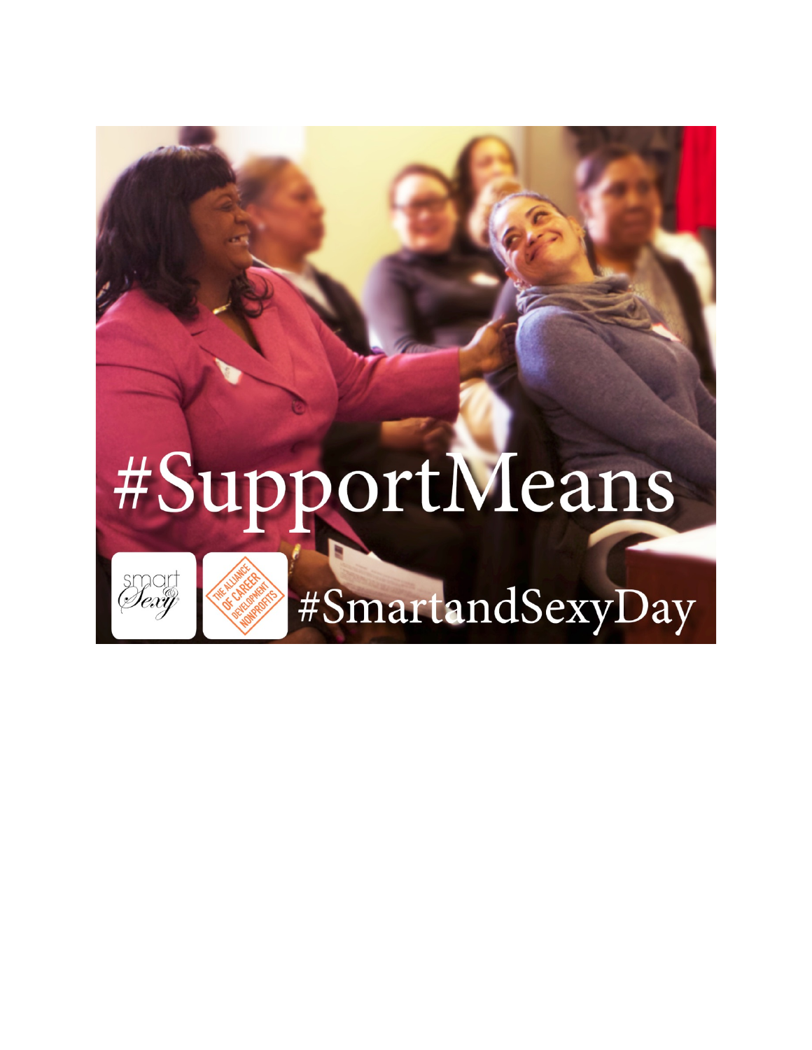#SupportMeans

#SmartandSexyDay